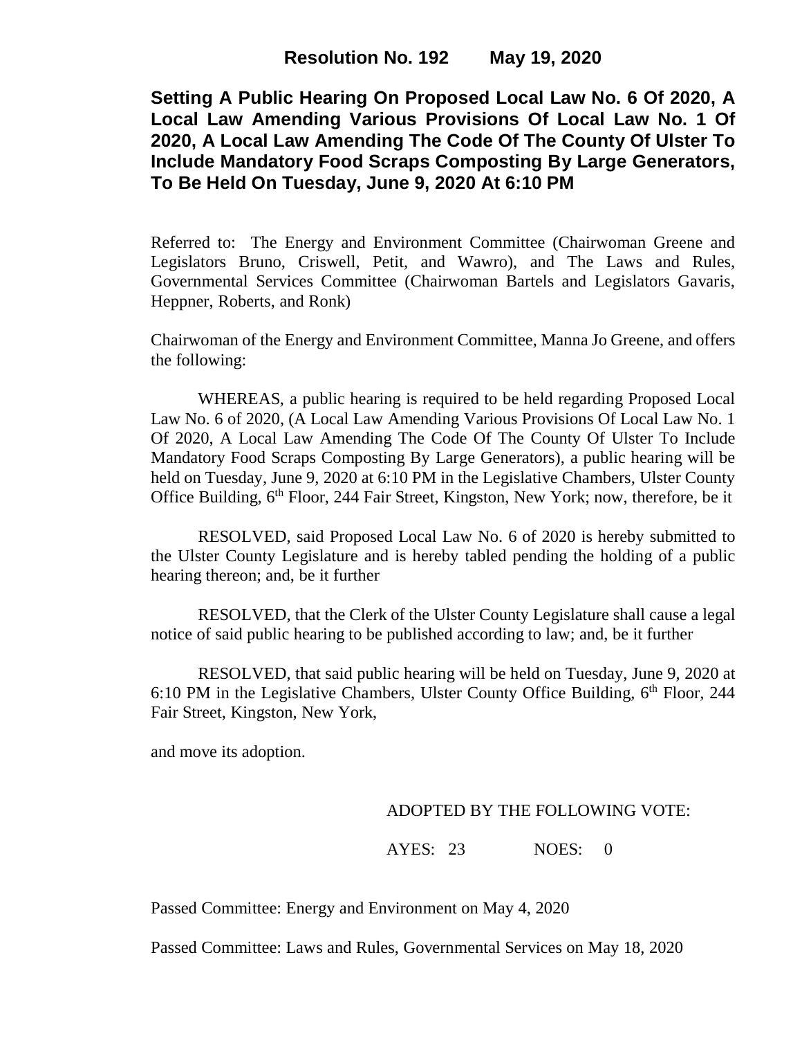**Resolution No. 192 May 19, 2020**

# Setting A Public Hearing On Proposed Local Law No. 6 Of 2020, A Local Law Amending Various Provisions Of Local Law No. 1 Of 2020, A Local Law Amending The Code Of The County Of Ulster To Include Mandatory Food Scraps Composting By Large Generators, To Be Held On Tuesday, June 9, 2020 At 6:10 PM

Referred to: The Energy and Environment Committee (Chairwoman Greene and Legislators Bruno, Criswell, Petit, and Wawro), and The Laws and Rules, Governmental Services Committee (Chairwoman Bartels and Legislators Gavaris, Heppner, Roberts, and Ronk)

Chairwoman of the Energy and Environment Committee, Manna Jo Greene, and offers the following:

WHEREAS, a public hearing is required to be held regarding Proposed Local Law No. 6 of 2020, (A Local Law Amending Various Provisions Of Local Law No. 1 Of 2020, A Local Law Amending The Code Of The County Of Ulster To Include Mandatory Food Scraps Composting By Large Generators), a public hearing will be held on Tuesday, June 9, 2020 at 6:10 PM in the Legislative Chambers, Ulster County Office Building, 6th Floor, 244 Fair Street, Kingston, New York; now, therefore, be it

RESOLVED, said Proposed Local Law No. 6 of 2020 is hereby submitted to the Ulster County Legislature and is hereby tabled pending the holding of a public hearing thereon; and, be it further

RESOLVED, that the Clerk of the Ulster County Legislature shall cause a legal notice of said public hearing to be published according to law; and, be it further

RESOLVED, that said public hearing will be held on Tuesday, June 9, 2020 at 6:10 PM in the Legislative Chambers, Ulster County Office Building, 6th Floor, 244 Fair Street, Kingston, New York,

and move its adoption.

ADOPTED BY THE FOLLOWING VOTE:

AYES: 23 NOES: 0

Passed Committee: Energy and Environment on May 4, 2020

Passed Committee: Laws and Rules, Governmental Services on May 18, 2020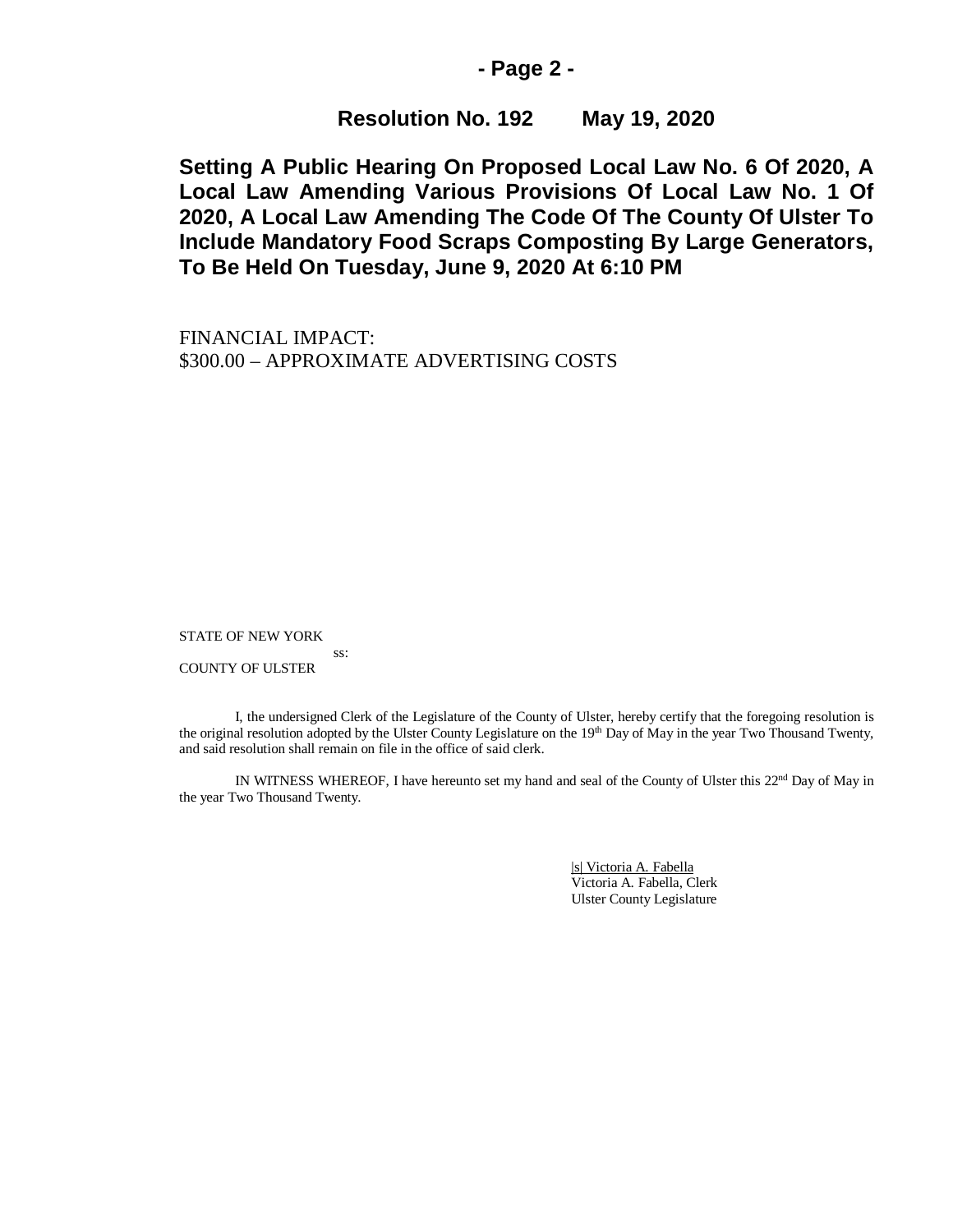**Resolution No. 192 May 19, 2020**

**Setting A Public Hearing On Proposed Local Law No. 6 Of 2020, A Local Law Amending Various Provisions Of Local Law No. 1 Of 2020, A Local Law Amending The Code Of The County Of Ulster To Include Mandatory Food Scraps Composting By Large Generators, To Be Held On Tuesday, June 9, 2020 At 6:10 PM**

FINANCIAL IMPACT:
$300.00 – APPROXIMATE ADVERTISING COSTS

STATE OF NEW YORK
ss:
COUNTY OF ULSTER

I, the undersigned Clerk of the Legislature of the County of Ulster, hereby certify that the foregoing resolution is the original resolution adopted by the Ulster County Legislature on the 19th Day of May in the year Two Thousand Twenty, and said resolution shall remain on file in the office of said clerk.

IN WITNESS WHEREOF, I have hereunto set my hand and seal of the County of Ulster this 22nd Day of May in the year Two Thousand Twenty.

|s| Victoria A. Fabella
Victoria A. Fabella, Clerk
Ulster County Legislature